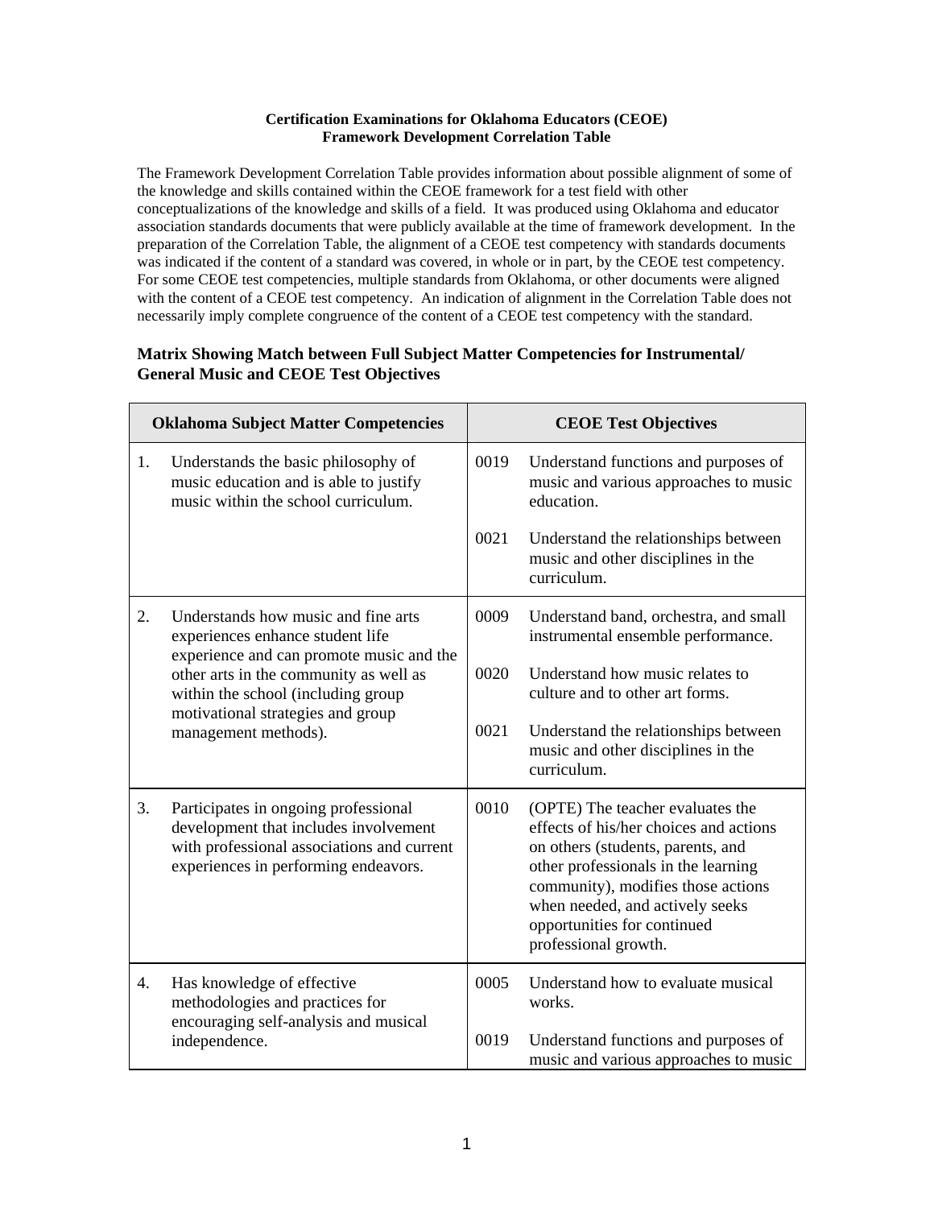**Certification Examinations for Oklahoma Educators (CEOE)**
**Framework Development Correlation Table**

The Framework Development Correlation Table provides information about possible alignment of some of the knowledge and skills contained within the CEOE framework for a test field with other conceptualizations of the knowledge and skills of a field. It was produced using Oklahoma and educator association standards documents that were publicly available at the time of framework development. In the preparation of the Correlation Table, the alignment of a CEOE test competency with standards documents was indicated if the content of a standard was covered, in whole or in part, by the CEOE test competency. For some CEOE test competencies, multiple standards from Oklahoma, or other documents were aligned with the content of a CEOE test competency. An indication of alignment in the Correlation Table does not necessarily imply complete congruence of the content of a CEOE test competency with the standard.

## Matrix Showing Match between Full Subject Matter Competencies for Instrumental/ General Music and CEOE Test Objectives

| Oklahoma Subject Matter Competencies | CEOE Test Objectives |
|---|---|
| 1. Understands the basic philosophy of music education and is able to justify music within the school curriculum. | 0019 Understand functions and purposes of music and various approaches to music education.<br><br>0021 Understand the relationships between music and other disciplines in the curriculum. |
| 2. Understands how music and fine arts experiences enhance student life experience and can promote music and the other arts in the community as well as within the school (including group motivational strategies and group management methods). | 0009 Understand band, orchestra, and small instrumental ensemble performance.<br><br>0020 Understand how music relates to culture and to other art forms.<br><br>0021 Understand the relationships between music and other disciplines in the curriculum. |
| 3. Participates in ongoing professional development that includes involvement with professional associations and current experiences in performing endeavors. | 0010 (OPTE) The teacher evaluates the effects of his/her choices and actions on others (students, parents, and other professionals in the learning community), modifies those actions when needed, and actively seeks opportunities for continued professional growth. |
| 4. Has knowledge of effective methodologies and practices for encouraging self-analysis and musical independence. | 0005 Understand how to evaluate musical works.<br><br>0019 Understand functions and purposes of music and various approaches to music |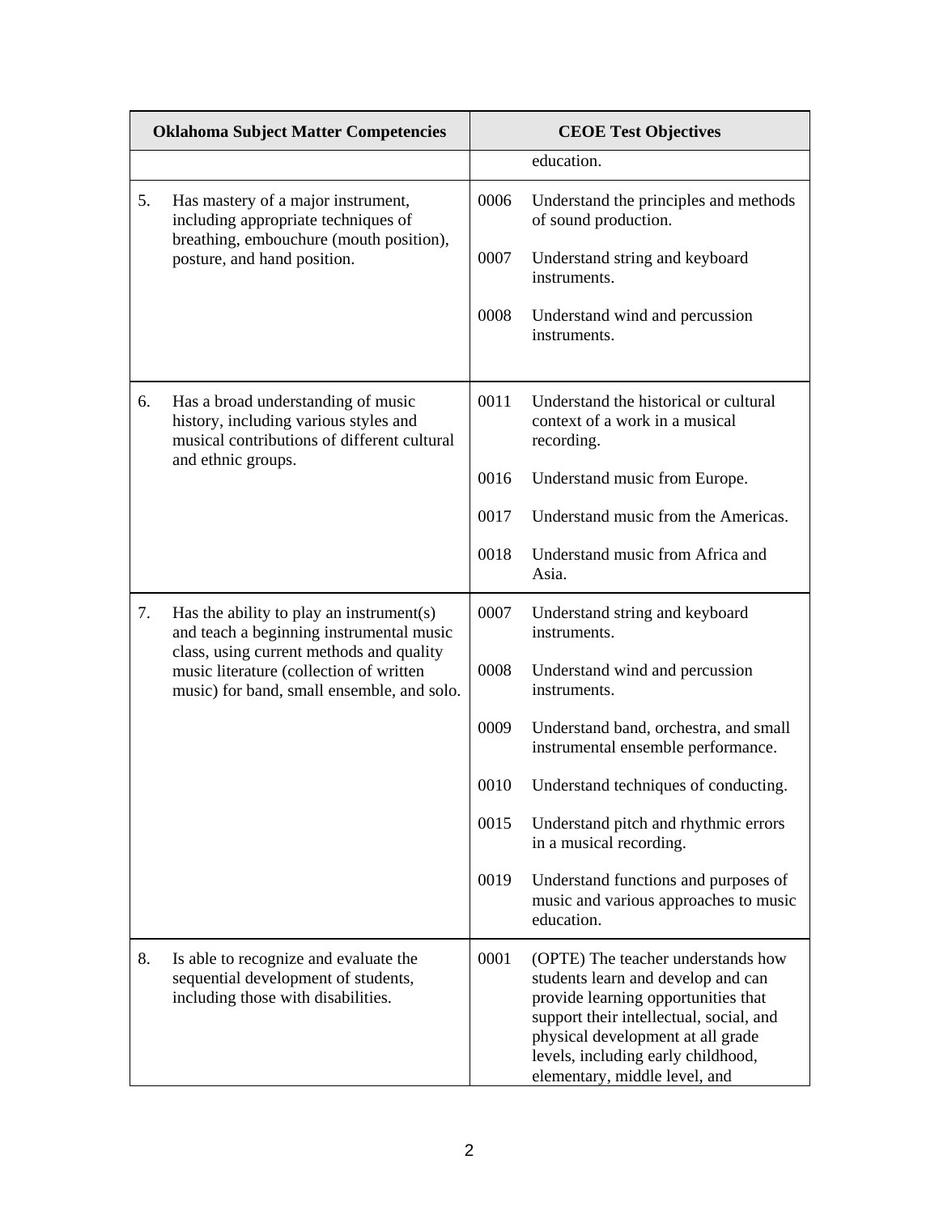| Oklahoma Subject Matter Competencies | CEOE Test Objectives |
|---|---|
| | education. |
| 5. Has mastery of a major instrument, including appropriate techniques of breathing, embouchure (mouth position), posture, and hand position. | 0006 Understand the principles and methods of sound production.<br><br>0007 Understand string and keyboard instruments.<br><br>0008 Understand wind and percussion instruments. |
| 6. Has a broad understanding of music history, including various styles and musical contributions of different cultural and ethnic groups. | 0011 Understand the historical or cultural context of a work in a musical recording.<br><br>0016 Understand music from Europe.<br><br>0017 Understand music from the Americas.<br><br>0018 Understand music from Africa and Asia. |
| 7. Has the ability to play an instrument(s) and teach a beginning instrumental music class, using current methods and quality music literature (collection of written music) for band, small ensemble, and solo. | 0007 Understand string and keyboard instruments.<br><br>0008 Understand wind and percussion instruments.<br><br>0009 Understand band, orchestra, and small instrumental ensemble performance.<br><br>0010 Understand techniques of conducting.<br><br>0015 Understand pitch and rhythmic errors in a musical recording.<br><br>0019 Understand functions and purposes of music and various approaches to music education. |
| 8. Is able to recognize and evaluate the sequential development of students, including those with disabilities. | 0001 (OPTE) The teacher understands how students learn and develop and can provide learning opportunities that support their intellectual, social, and physical development at all grade levels, including early childhood, elementary, middle level, and |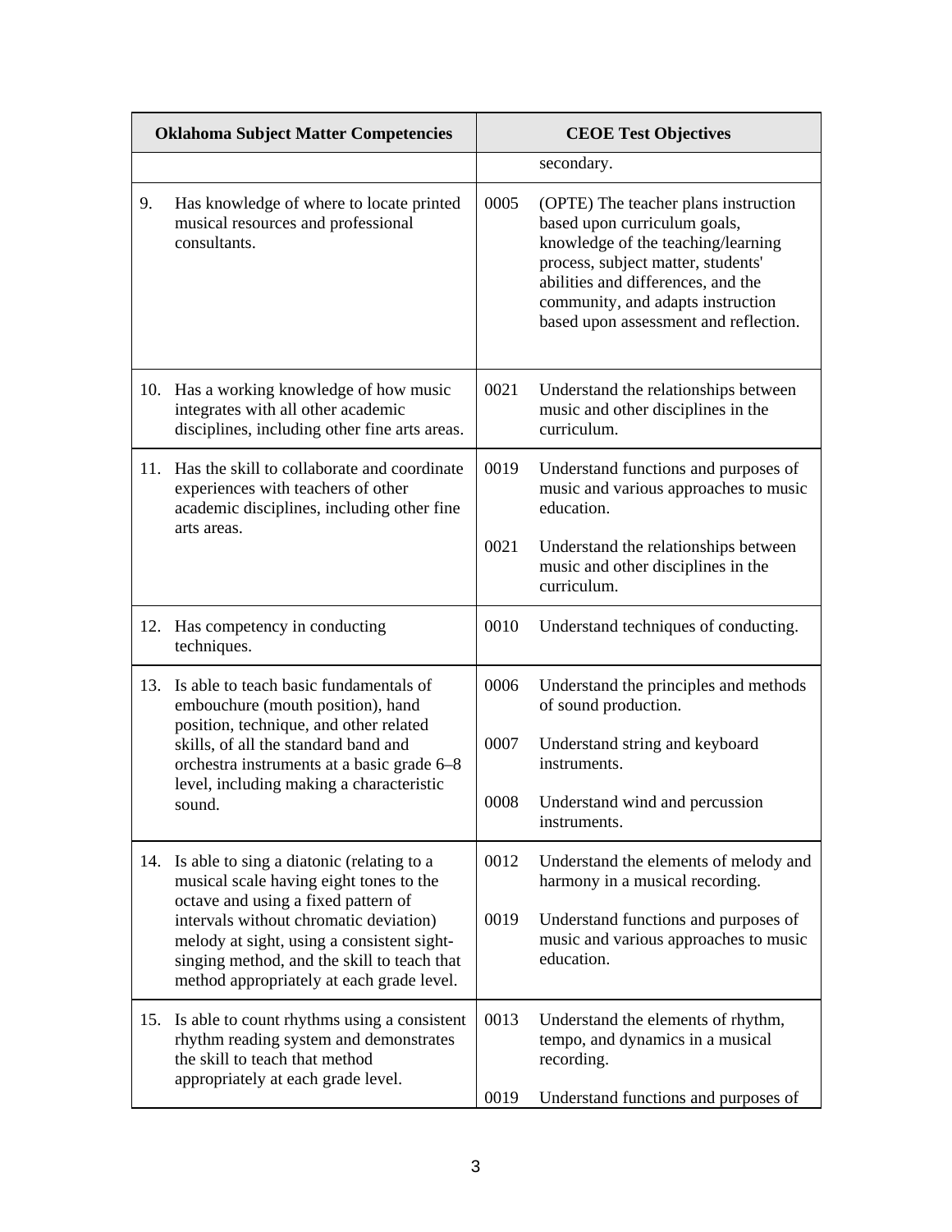| Oklahoma Subject Matter Competencies | CEOE Test Objectives |
| --- | --- |
| | secondary. |
| 9. Has knowledge of where to locate printed musical resources and professional consultants. | 0005 (OPTE) The teacher plans instruction based upon curriculum goals, knowledge of the teaching/learning process, subject matter, students' abilities and differences, and the community, and adapts instruction based upon assessment and reflection. |
| 10. Has a working knowledge of how music integrates with all other academic disciplines, including other fine arts areas. | 0021 Understand the relationships between music and other disciplines in the curriculum. |
| 11. Has the skill to collaborate and coordinate experiences with teachers of other academic disciplines, including other fine arts areas. | 0019 Understand functions and purposes of music and various approaches to music education.<br><br>0021 Understand the relationships between music and other disciplines in the curriculum. |
| 12. Has competency in conducting techniques. | 0010 Understand techniques of conducting. |
| 13. Is able to teach basic fundamentals of embouchure (mouth position), hand position, technique, and other related skills, of all the standard band and orchestra instruments at a basic grade 6–8 level, including making a characteristic sound. | 0006 Understand the principles and methods of sound production.<br><br>0007 Understand string and keyboard instruments.<br><br>0008 Understand wind and percussion instruments. |
| 14. Is able to sing a diatonic (relating to a musical scale having eight tones to the octave and using a fixed pattern of intervals without chromatic deviation) melody at sight, using a consistent sight-singing method, and the skill to teach that method appropriately at each grade level. | 0012 Understand the elements of melody and harmony in a musical recording.<br><br>0019 Understand functions and purposes of music and various approaches to music education. |
| 15. Is able to count rhythms using a consistent rhythm reading system and demonstrates the skill to teach that method appropriately at each grade level. | 0013 Understand the elements of rhythm, tempo, and dynamics in a musical recording.<br><br>0019 Understand functions and purposes of |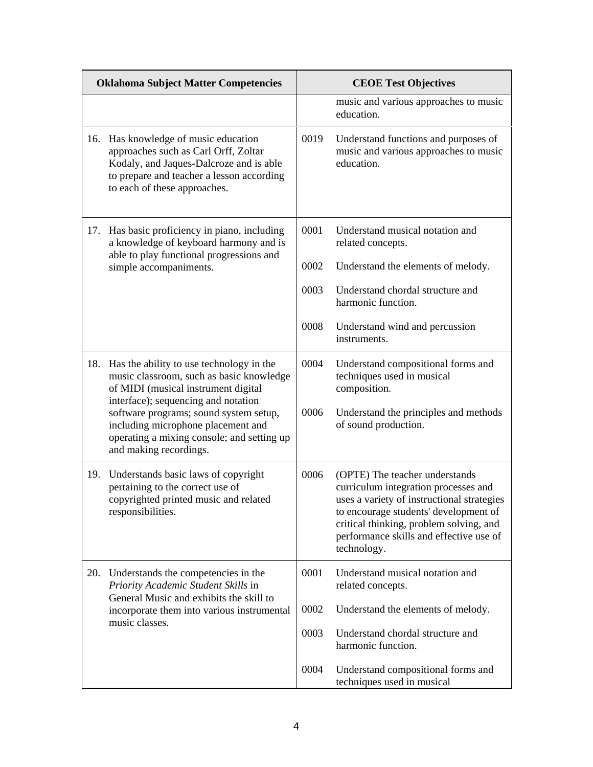| Oklahoma Subject Matter Competencies | CEOE Test Objectives |
|---|---|
| | music and various approaches to music education. |
| 16. Has knowledge of music education approaches such as Carl Orff, Zoltar Kodaly, and Jaques-Dalcroze and is able to prepare and teacher a lesson according to each of these approaches. | 0019 Understand functions and purposes of music and various approaches to music education. |
| 17. Has basic proficiency in piano, including a knowledge of keyboard harmony and is able to play functional progressions and simple accompaniments. | 0001 Understand musical notation and related concepts.<br>0002 Understand the elements of melody.<br>0003 Understand chordal structure and harmonic function.<br>0008 Understand wind and percussion instruments. |
| 18. Has the ability to use technology in the music classroom, such as basic knowledge of MIDI (musical instrument digital interface); sequencing and notation software programs; sound system setup, including microphone placement and operating a mixing console; and setting up and making recordings. | 0004 Understand compositional forms and techniques used in musical composition.<br>0006 Understand the principles and methods of sound production. |
| 19. Understands basic laws of copyright pertaining to the correct use of copyrighted printed music and related responsibilities. | 0006 (OPTE) The teacher understands curriculum integration processes and uses a variety of instructional strategies to encourage students' development of critical thinking, problem solving, and performance skills and effective use of technology. |
| 20. Understands the competencies in the *Priority Academic Student Skills* in General Music and exhibits the skill to incorporate them into various instrumental music classes. | 0001 Understand musical notation and related concepts.<br>0002 Understand the elements of melody.<br>0003 Understand chordal structure and harmonic function.<br>0004 Understand compositional forms and techniques used in musical |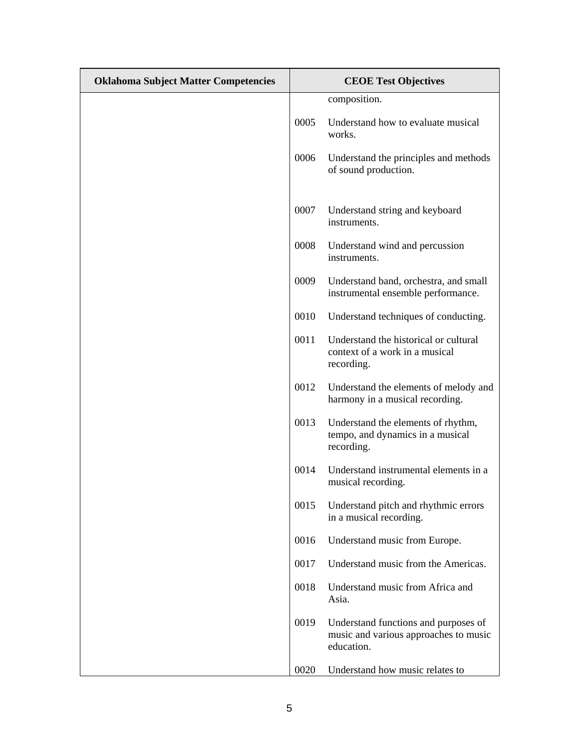| Oklahoma Subject Matter Competencies | CEOE Test Objectives |
|---|---|
| | composition. |
| | 0005 Understand how to evaluate musical works. |
| | 0006 Understand the principles and methods of sound production. |
| | 0007 Understand string and keyboard instruments. |
| | 0008 Understand wind and percussion instruments. |
| | 0009 Understand band, orchestra, and small instrumental ensemble performance. |
| | 0010 Understand techniques of conducting. |
| | 0011 Understand the historical or cultural context of a work in a musical recording. |
| | 0012 Understand the elements of melody and harmony in a musical recording. |
| | 0013 Understand the elements of rhythm, tempo, and dynamics in a musical recording. |
| | 0014 Understand instrumental elements in a musical recording. |
| | 0015 Understand pitch and rhythmic errors in a musical recording. |
| | 0016 Understand music from Europe. |
| | 0017 Understand music from the Americas. |
| | 0018 Understand music from Africa and Asia. |
| | 0019 Understand functions and purposes of music and various approaches to music education. |
| | 0020 Understand how music relates to |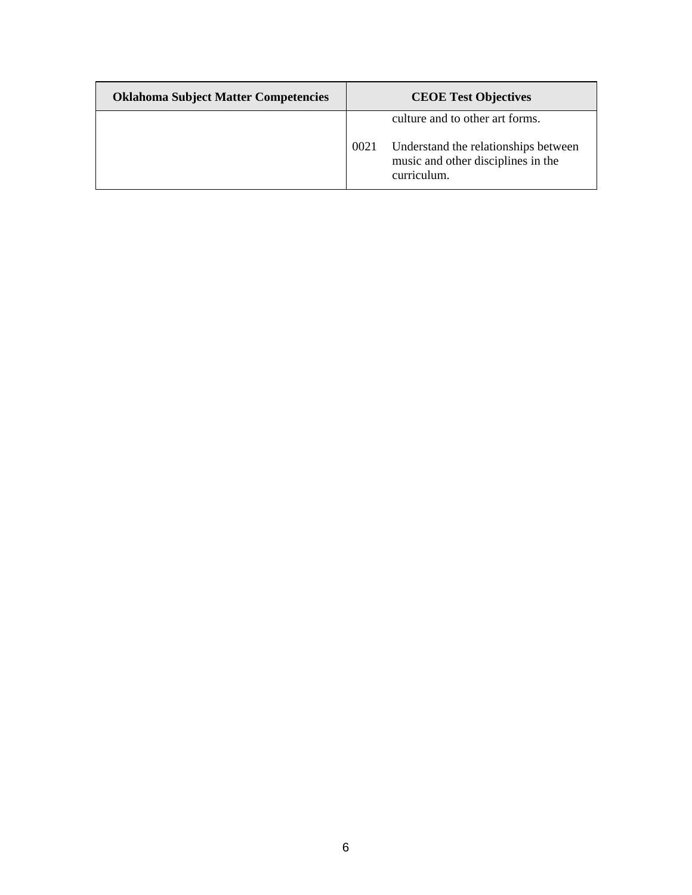| Oklahoma Subject Matter Competencies | CEOE Test Objectives |
|---|---|
| | culture and to other art forms.<br><br>0021 Understand the relationships between music and other disciplines in the curriculum. |